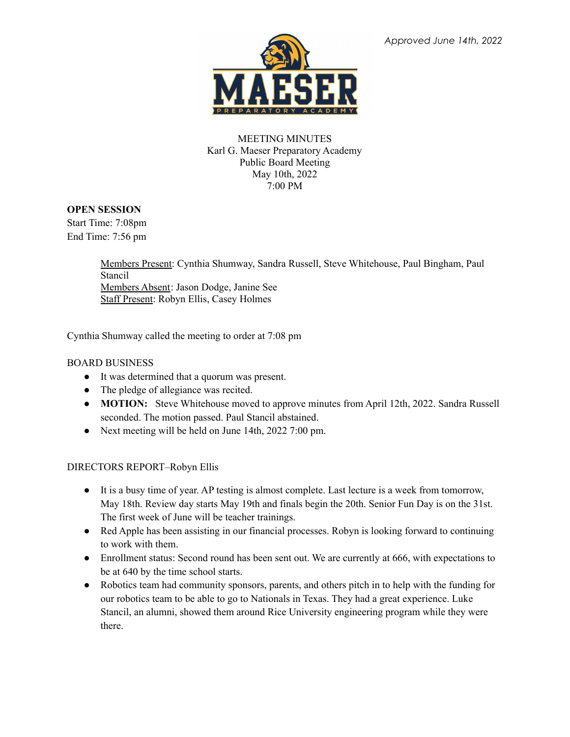*Approved June 14th, 2022*

MEETING MINUTES
Karl G. Maeser Preparatory Academy
Public Board Meeting
May 10th, 2022
7:00 PM

**OPEN SESSION**
Start Time: 7:08pm
End Time: 7:56 pm

> Members Present: Cynthia Shumway, Sandra Russell, Steve Whitehouse, Paul Bingham, Paul Stancil
> Members Absent: Jason Dodge, Janine See
> Staff Present: Robyn Ellis, Casey Holmes

Cynthia Shumway called the meeting to order at 7:08 pm

BOARD BUSINESS

- It was determined that a quorum was present.
- The pledge of allegiance was recited.
- **MOTION:** Steve Whitehouse moved to approve minutes from April 12th, 2022. Sandra Russell seconded. The motion passed. Paul Stancil abstained.
- Next meeting will be held on June 14th, 2022 7:00 pm.

DIRECTORS REPORT–Robyn Ellis

- It is a busy time of year. AP testing is almost complete. Last lecture is a week from tomorrow, May 18th. Review day starts May 19th and finals begin the 20th. Senior Fun Day is on the 31st. The first week of June will be teacher trainings.
- Red Apple has been assisting in our financial processes. Robyn is looking forward to continuing to work with them.
- Enrollment status: Second round has been sent out. We are currently at 666, with expectations to be at 640 by the time school starts.
- Robotics team had community sponsors, parents, and others pitch in to help with the funding for our robotics team to be able to go to Nationals in Texas. They had a great experience. Luke Stancil, an alumni, showed them around Rice University engineering program while they were there.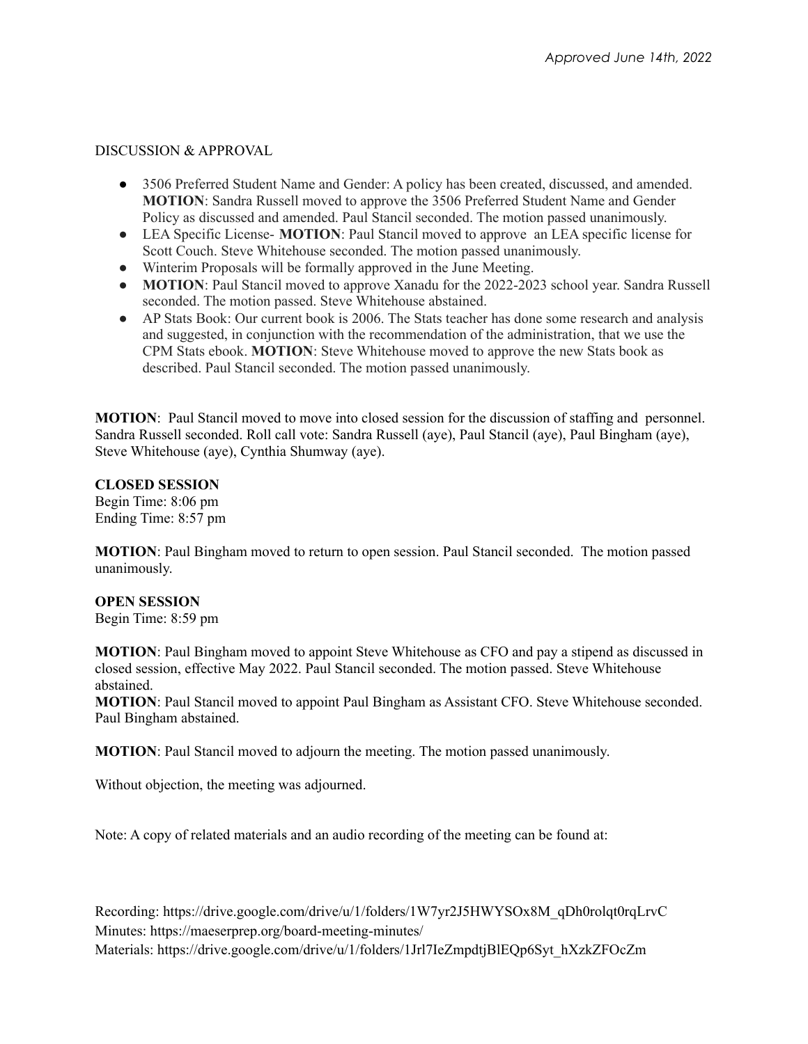*Approved June 14th, 2022*

DISCUSSION & APPROVAL

- 3506 Preferred Student Name and Gender: A policy has been created, discussed, and amended. **MOTION**: Sandra Russell moved to approve the 3506 Preferred Student Name and Gender Policy as discussed and amended. Paul Stancil seconded. The motion passed unanimously.
- LEA Specific License- **MOTION**: Paul Stancil moved to approve an LEA specific license for Scott Couch. Steve Whitehouse seconded. The motion passed unanimously.
- Winterim Proposals will be formally approved in the June Meeting.
- **MOTION**: Paul Stancil moved to approve Xanadu for the 2022-2023 school year. Sandra Russell seconded. The motion passed. Steve Whitehouse abstained.
- AP Stats Book: Our current book is 2006. The Stats teacher has done some research and analysis and suggested, in conjunction with the recommendation of the administration, that we use the CPM Stats ebook. **MOTION**: Steve Whitehouse moved to approve the new Stats book as described. Paul Stancil seconded. The motion passed unanimously.

**MOTION**: Paul Stancil moved to move into closed session for the discussion of staffing and personnel. Sandra Russell seconded. Roll call vote: Sandra Russell (aye), Paul Stancil (aye), Paul Bingham (aye), Steve Whitehouse (aye), Cynthia Shumway (aye).

**CLOSED SESSION**
Begin Time: 8:06 pm
Ending Time: 8:57 pm

**MOTION**: Paul Bingham moved to return to open session. Paul Stancil seconded. The motion passed unanimously.

**OPEN SESSION**
Begin Time: 8:59 pm

**MOTION**: Paul Bingham moved to appoint Steve Whitehouse as CFO and pay a stipend as discussed in closed session, effective May 2022. Paul Stancil seconded. The motion passed. Steve Whitehouse abstained.
**MOTION**: Paul Stancil moved to appoint Paul Bingham as Assistant CFO. Steve Whitehouse seconded. Paul Bingham abstained.

**MOTION**: Paul Stancil moved to adjourn the meeting. The motion passed unanimously.

Without objection, the meeting was adjourned.

Note: A copy of related materials and an audio recording of the meeting can be found at:

Recording: https://drive.google.com/drive/u/1/folders/1W7yr2J5HWYSOx8M_qDh0rolqt0rqLrvC
Minutes: https://maeserprep.org/board-meeting-minutes/
Materials: https://drive.google.com/drive/u/1/folders/1Jrl7IeZmpdtjBlEQp6Syt_hXzkZFOcZm